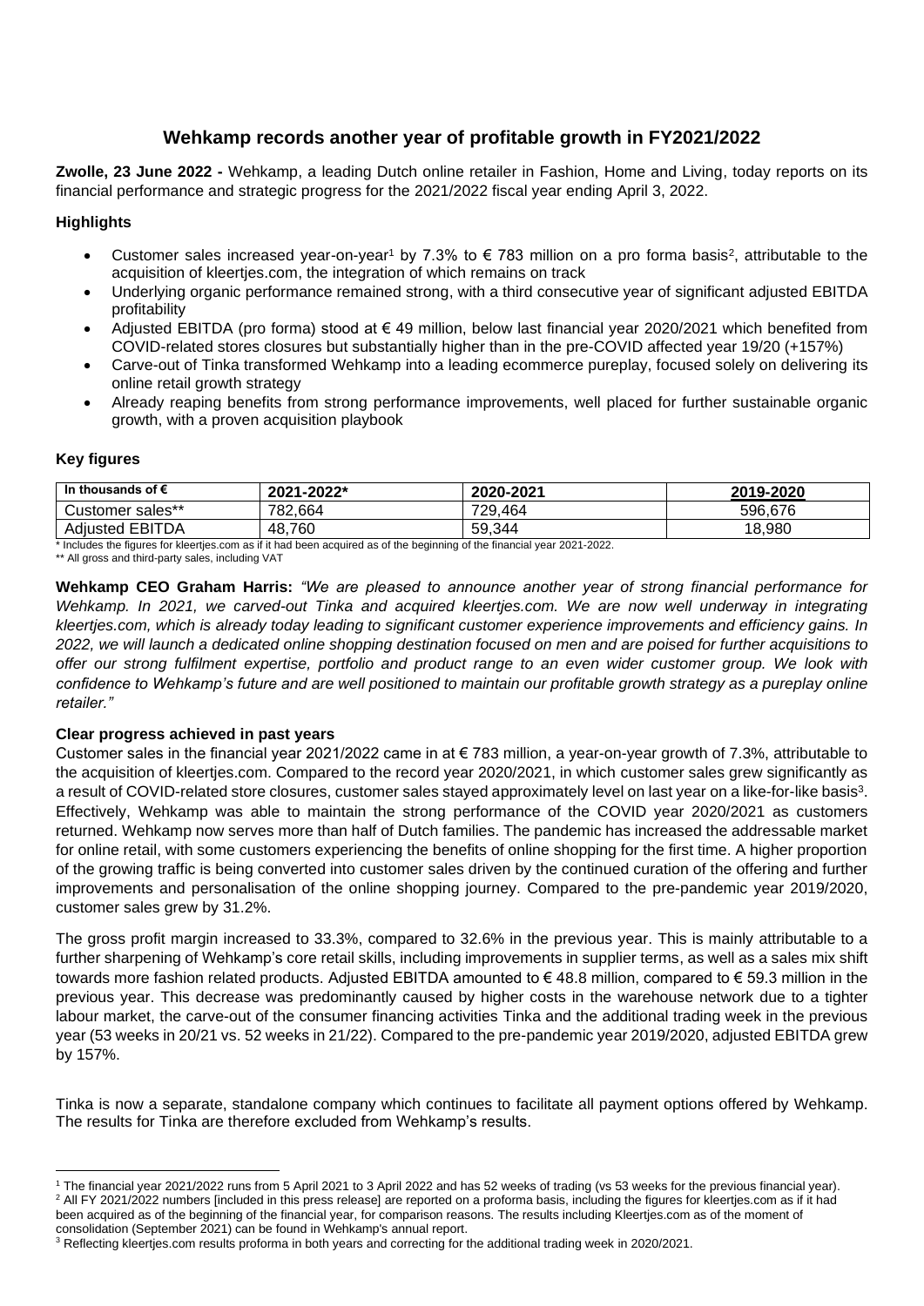# Wehkamp records another year of profitable growth in FY2021/2022

**Zwolle, 23 June 2022 -** Wehkamp, a leading Dutch online retailer in Fashion, Home and Living, today reports on its financial performance and strategic progress for the 2021/2022 fiscal year ending April 3, 2022.

### Highlights

- Customer sales increased year-on-year[1] by 7.3% to € 783 million on a pro forma basis[2], attributable to the acquisition of kleertjes.com, the integration of which remains on track
- Underlying organic performance remained strong, with a third consecutive year of significant adjusted EBITDA profitability
- Adjusted EBITDA (pro forma) stood at € 49 million, below last financial year 2020/2021 which benefited from COVID-related stores closures but substantially higher than in the pre-COVID affected year 19/20 (+157%)
- Carve-out of Tinka transformed Wehkamp into a leading ecommerce pureplay, focused solely on delivering its online retail growth strategy
- Already reaping benefits from strong performance improvements, well placed for further sustainable organic growth, with a proven acquisition playbook

### Key figures

| In thousands of € | 2021-2022* | 2020-2021 | 2019-2020 |
|---|---|---|---|
| Customer sales** | 782,664 | 729,464 | 596,676 |
| Adjusted EBITDA | 48,760 | 59,344 | 18,980 |

\* Includes the figures for kleertjes.com as if it had been acquired as of the beginning of the financial year 2021-2022.
\*\* All gross and third-party sales, including VAT

**Wehkamp CEO Graham Harris:** *"We are pleased to announce another year of strong financial performance for Wehkamp. In 2021, we carved-out Tinka and acquired kleertjes.com. We are now well underway in integrating kleertjes.com, which is already today leading to significant customer experience improvements and efficiency gains. In 2022, we will launch a dedicated online shopping destination focused on men and are poised for further acquisitions to offer our strong fulfilment expertise, portfolio and product range to an even wider customer group. We look with confidence to Wehkamp's future and are well positioned to maintain our profitable growth strategy as a pureplay online retailer."*

### Clear progress achieved in past years

Customer sales in the financial year 2021/2022 came in at € 783 million, a year-on-year growth of 7.3%, attributable to the acquisition of kleertjes.com. Compared to the record year 2020/2021, in which customer sales grew significantly as a result of COVID-related store closures, customer sales stayed approximately level on last year on a like-for-like basis[3]. Effectively, Wehkamp was able to maintain the strong performance of the COVID year 2020/2021 as customers returned. Wehkamp now serves more than half of Dutch families. The pandemic has increased the addressable market for online retail, with some customers experiencing the benefits of online shopping for the first time. A higher proportion of the growing traffic is being converted into customer sales driven by the continued curation of the offering and further improvements and personalisation of the online shopping journey. Compared to the pre-pandemic year 2019/2020, customer sales grew by 31.2%.

The gross profit margin increased to 33.3%, compared to 32.6% in the previous year. This is mainly attributable to a further sharpening of Wehkamp's core retail skills, including improvements in supplier terms, as well as a sales mix shift towards more fashion related products. Adjusted EBITDA amounted to € 48.8 million, compared to € 59.3 million in the previous year. This decrease was predominantly caused by higher costs in the warehouse network due to a tighter labour market, the carve-out of the consumer financing activities Tinka and the additional trading week in the previous year (53 weeks in 20/21 vs. 52 weeks in 21/22). Compared to the pre-pandemic year 2019/2020, adjusted EBITDA grew by 157%.

Tinka is now a separate, standalone company which continues to facilitate all payment options offered by Wehkamp. The results for Tinka are therefore excluded from Wehkamp's results.

---

[1] The financial year 2021/2022 runs from 5 April 2021 to 3 April 2022 and has 52 weeks of trading (vs 53 weeks for the previous financial year).
[2] All FY 2021/2022 numbers [included in this press release] are reported on a proforma basis, including the figures for kleertjes.com as if it had been acquired as of the beginning of the financial year, for comparison reasons. The results including Kleertjes.com as of the moment of consolidation (September 2021) can be found in Wehkamp's annual report.
[3] Reflecting kleertjes.com results proforma in both years and correcting for the additional trading week in 2020/2021.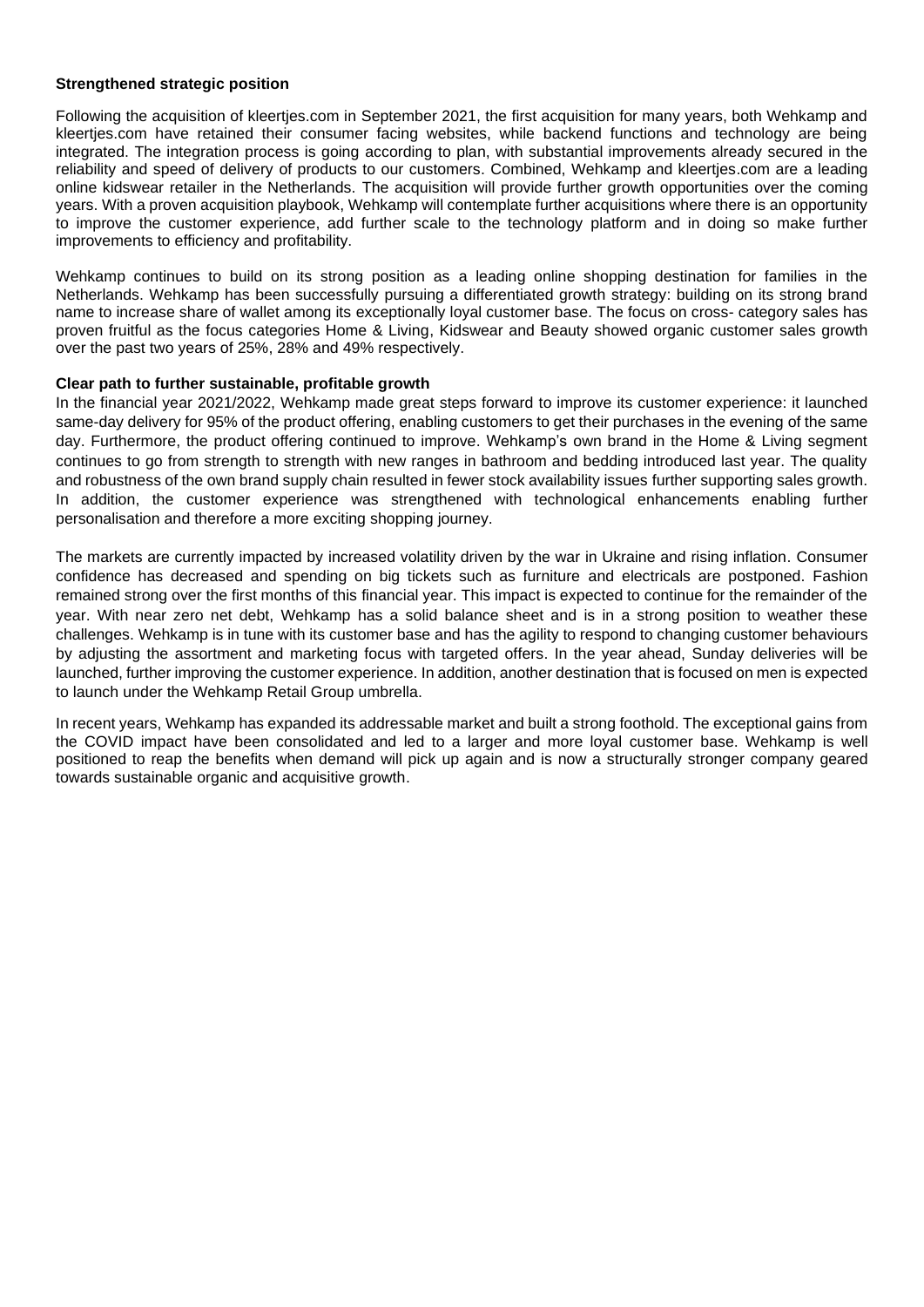**Strengthened strategic position**

Following the acquisition of kleertjes.com in September 2021, the first acquisition for many years, both Wehkamp and kleertjes.com have retained their consumer facing websites, while backend functions and technology are being integrated. The integration process is going according to plan, with substantial improvements already secured in the reliability and speed of delivery of products to our customers. Combined, Wehkamp and kleertjes.com are a leading online kidswear retailer in the Netherlands. The acquisition will provide further growth opportunities over the coming years. With a proven acquisition playbook, Wehkamp will contemplate further acquisitions where there is an opportunity to improve the customer experience, add further scale to the technology platform and in doing so make further improvements to efficiency and profitability.

Wehkamp continues to build on its strong position as a leading online shopping destination for families in the Netherlands. Wehkamp has been successfully pursuing a differentiated growth strategy: building on its strong brand name to increase share of wallet among its exceptionally loyal customer base. The focus on cross- category sales has proven fruitful as the focus categories Home & Living, Kidswear and Beauty showed organic customer sales growth over the past two years of 25%, 28% and 49% respectively.

**Clear path to further sustainable, profitable growth**

In the financial year 2021/2022, Wehkamp made great steps forward to improve its customer experience: it launched same-day delivery for 95% of the product offering, enabling customers to get their purchases in the evening of the same day. Furthermore, the product offering continued to improve. Wehkamp's own brand in the Home & Living segment continues to go from strength to strength with new ranges in bathroom and bedding introduced last year. The quality and robustness of the own brand supply chain resulted in fewer stock availability issues further supporting sales growth. In addition, the customer experience was strengthened with technological enhancements enabling further personalisation and therefore a more exciting shopping journey.

The markets are currently impacted by increased volatility driven by the war in Ukraine and rising inflation. Consumer confidence has decreased and spending on big tickets such as furniture and electricals are postponed. Fashion remained strong over the first months of this financial year. This impact is expected to continue for the remainder of the year. With near zero net debt, Wehkamp has a solid balance sheet and is in a strong position to weather these challenges. Wehkamp is in tune with its customer base and has the agility to respond to changing customer behaviours by adjusting the assortment and marketing focus with targeted offers. In the year ahead, Sunday deliveries will be launched, further improving the customer experience. In addition, another destination that is focused on men is expected to launch under the Wehkamp Retail Group umbrella.

In recent years, Wehkamp has expanded its addressable market and built a strong foothold. The exceptional gains from the COVID impact have been consolidated and led to a larger and more loyal customer base. Wehkamp is well positioned to reap the benefits when demand will pick up again and is now a structurally stronger company geared towards sustainable organic and acquisitive growth.